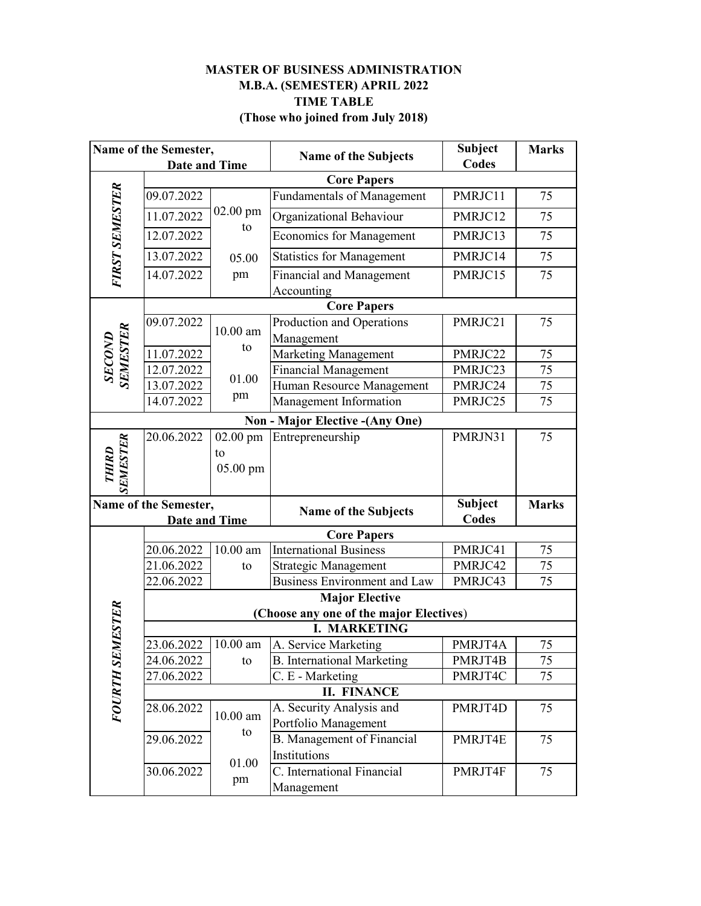**MASTER OF BUSINESS ADMINISTRATION**
**M.B.A. (SEMESTER) APRIL 2022**
**TIME TABLE**
**(Those who joined from July 2018)**

| Name of the Semester, Date and Time | | | Name of the Subjects | Subject Codes | Marks |
|---|---|---|---|---|---|
| | | | **Core Papers** | | |
| ***FIRST SEMESTER*** | 09.07.2022 | 02.00 pm to 05.00 pm | Fundamentals of Management | PMRJC11 | 75 |
| | 11.07.2022 | | Organizational Behaviour | PMRJC12 | 75 |
| | 12.07.2022 | | Economics for Management | PMRJC13 | 75 |
| | 13.07.2022 | | Statistics for Management | PMRJC14 | 75 |
| | 14.07.2022 | | Financial and Management Accounting | PMRJC15 | 75 |
| | | | **Core Papers** | | |
| ***SECOND SEMESTER*** | 09.07.2022 | 10.00 am to 01.00 pm | Production and Operations Management | PMRJC21 | 75 |
| | 11.07.2022 | | Marketing Management | PMRJC22 | 75 |
| | 12.07.2022 | | Financial Management | PMRJC23 | 75 |
| | 13.07.2022 | | Human Resource Management | PMRJC24 | 75 |
| | 14.07.2022 | | Management Information | PMRJC25 | 75 |
| | | | **Non - Major Elective -(Any One)** | | |
| ***THIRD SEMESTER*** | 20.06.2022 | 02.00 pm to 05.00 pm | Entrepreneurship | PMRJN31 | 75 |

| Name of the Semester, Date and Time | | | Name of the Subjects | Subject Codes | Marks |
|---|---|---|---|---|---|
| | | | **Core Papers** | | |
| ***FOURTH SEMESTER*** | 20.06.2022 | 10.00 am to | International Business | PMRJC41 | 75 |
| | 21.06.2022 | | Strategic Management | PMRJC42 | 75 |
| | 22.06.2022 | | Business Environment and Law | PMRJC43 | 75 |
| | | | **Major Elective (Choose any one of the major Electives)** | | |
| | | | **I. MARKETING** | | |
| | 23.06.2022 | 10.00 am to | A. Service Marketing | PMRJT4A | 75 |
| | 24.06.2022 | | B. International Marketing | PMRJT4B | 75 |
| | 27.06.2022 | | C. E - Marketing | PMRJT4C | 75 |
| | | | **II. FINANCE** | | |
| | 28.06.2022 | 10.00 am to 01.00 pm | A. Security Analysis and Portfolio Management | PMRJT4D | 75 |
| | 29.06.2022 | | B. Management of Financial Institutions | PMRJT4E | 75 |
| | 30.06.2022 | | C. International Financial Management | PMRJT4F | 75 |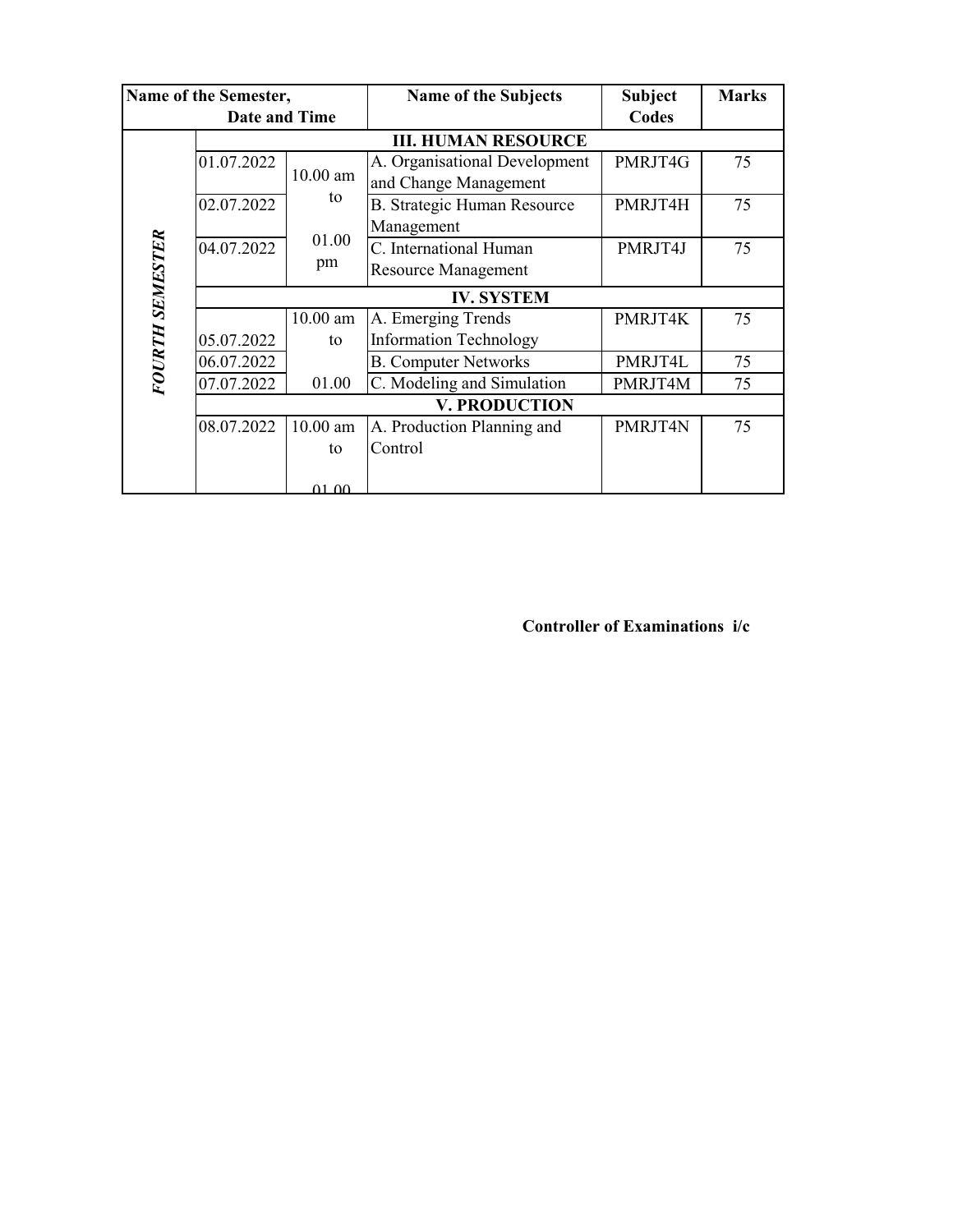| Name of the Semester, Date and Time | | | Name of the Subjects | Subject Codes | Marks |
|---|---|---|---|---|---|
| | | | **III. HUMAN RESOURCE** | | |
| ***FOURTH SEMESTER*** | 01.07.2022 | 10.00 am to 01.00 pm | A. Organisational Development and Change Management | PMRJT4G | 75 |
| | 02.07.2022 | | B. Strategic Human Resource Management | PMRJT4H | 75 |
| | 04.07.2022 | | C. International Human Resource Management | PMRJT4J | 75 |
| | | | **IV. SYSTEM** | | |
| | 05.07.2022 | 10.00 am to 01.00 | A. Emerging Trends Information Technology | PMRJT4K | 75 |
| | 06.07.2022 | | B. Computer Networks | PMRJT4L | 75 |
| | 07.07.2022 | | C. Modeling and Simulation | PMRJT4M | 75 |
| | | | **V. PRODUCTION** | | |
| | 08.07.2022 | 10.00 am to 01.00 | A. Production Planning and Control | PMRJT4N | 75 |

**Controller of Examinations i/c**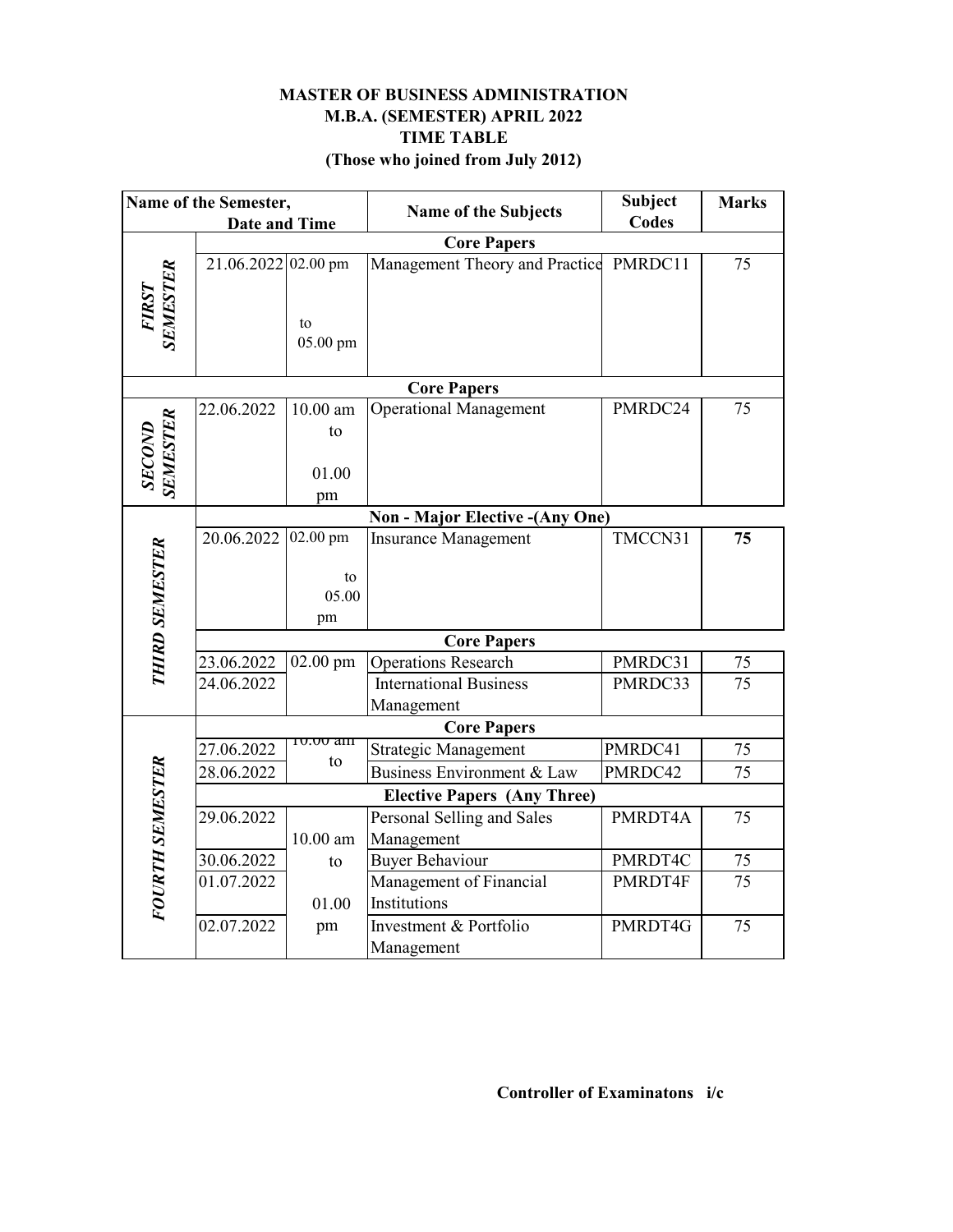**MASTER OF BUSINESS ADMINISTRATION**
**M.B.A. (SEMESTER) APRIL 2022**
**TIME TABLE**
**(Those who joined from July 2012)**

| Name of the Semester, Date and Time | | | Name of the Subjects | Subject Codes | Marks |
|---|---|---|---|---|---|
| | | | **Core Papers** | | |
| *FIRST SEMESTER* | 21.06.2022 | 02.00 pm to 05.00 pm | Management Theory and Practice | PMRDC11 | 75 |
| | | | **Core Papers** | | |
| *SECOND SEMESTER* | 22.06.2022 | 10.00 am to 01.00 pm | Operational Management | PMRDC24 | 75 |
| | | | **Non - Major Elective -(Any One)** | | |
| *THIRD SEMESTER* | 20.06.2022 | 02.00 pm to 05.00 pm | Insurance Management | TMCCN31 | **75** |
| | | | **Core Papers** | | |
| | 23.06.2022 | 02.00 pm | Operations Research | PMRDC31 | 75 |
| | 24.06.2022 | | International Business Management | PMRDC33 | 75 |
| | | | **Core Papers** | | |
| *FOURTH SEMESTER* | 27.06.2022 | 10.00 am to | Strategic Management | PMRDC41 | 75 |
| | 28.06.2022 | | Business Environment & Law | PMRDC42 | 75 |
| | | | **Elective Papers (Any Three)** | | |
| | 29.06.2022 | 10.00 am to 01.00 pm | Personal Selling and Sales Management | PMRDT4A | 75 |
| | 30.06.2022 | | Buyer Behaviour | PMRDT4C | 75 |
| | 01.07.2022 | | Management of Financial Institutions | PMRDT4F | 75 |
| | 02.07.2022 | | Investment & Portfolio Management | PMRDT4G | 75 |

**Controller of Examinatons i/c**